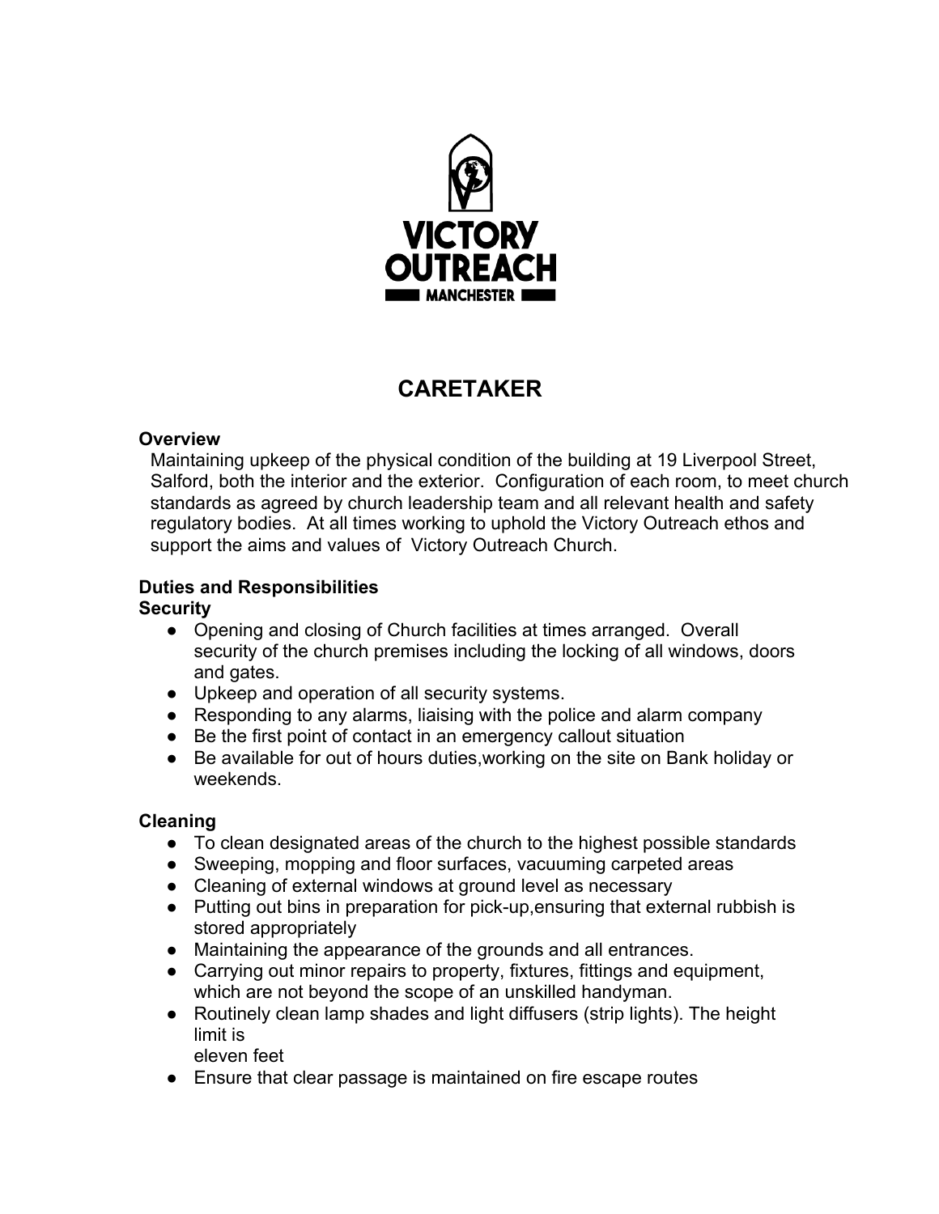VICTORY OUTREACH

MANCHESTER

# CARETAKER

**Overview**

Maintaining upkeep of the physical condition of the building at 19 Liverpool Street, Salford, both the interior and the exterior. Configuration of each room, to meet church standards as agreed by church leadership team and all relevant health and safety regulatory bodies. At all times working to uphold the Victory Outreach ethos and support the aims and values of Victory Outreach Church.

**Duties and Responsibilities**

**Security**

- Opening and closing of Church facilities at times arranged. Overall security of the church premises including the locking of all windows, doors and gates.
- Upkeep and operation of all security systems.
- Responding to any alarms, liaising with the police and alarm company
- Be the first point of contact in an emergency callout situation
- Be available for out of hours duties,working on the site on Bank holiday or weekends.

**Cleaning**

- To clean designated areas of the church to the highest possible standards
- Sweeping, mopping and floor surfaces, vacuuming carpeted areas
- Cleaning of external windows at ground level as necessary
- Putting out bins in preparation for pick-up,ensuring that external rubbish is stored appropriately
- Maintaining the appearance of the grounds and all entrances.
- Carrying out minor repairs to property, fixtures, fittings and equipment, which are not beyond the scope of an unskilled handyman.
- Routinely clean lamp shades and light diffusers (strip lights). The height limit is eleven feet
- Ensure that clear passage is maintained on fire escape routes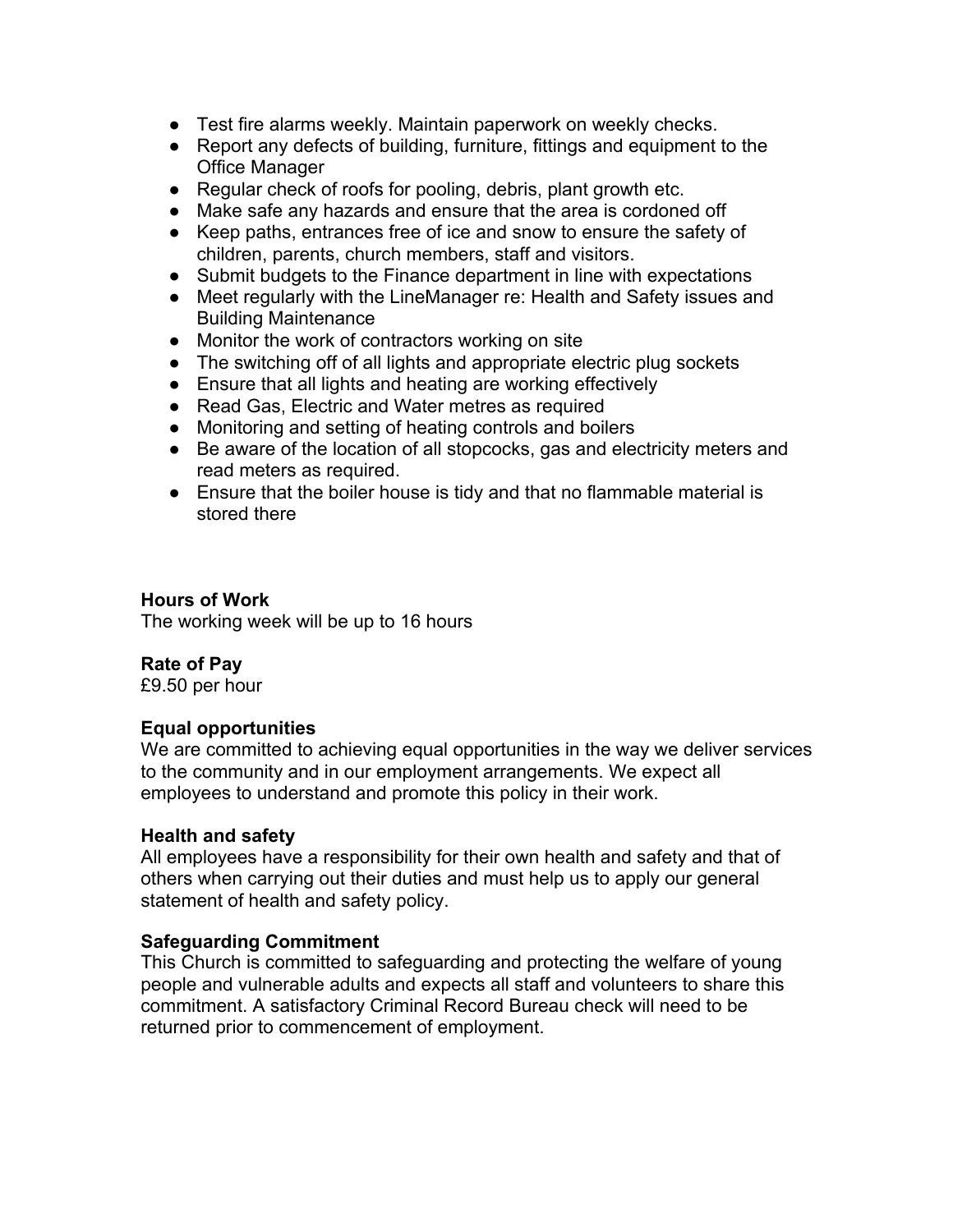- Test fire alarms weekly. Maintain paperwork on weekly checks.
- Report any defects of building, furniture, fittings and equipment to the Office Manager
- Regular check of roofs for pooling, debris, plant growth etc.
- Make safe any hazards and ensure that the area is cordoned off
- Keep paths, entrances free of ice and snow to ensure the safety of children, parents, church members, staff and visitors.
- Submit budgets to the Finance department in line with expectations
- Meet regularly with the LineManager re: Health and Safety issues and Building Maintenance
- Monitor the work of contractors working on site
- The switching off of all lights and appropriate electric plug sockets
- Ensure that all lights and heating are working effectively
- Read Gas, Electric and Water metres as required
- Monitoring and setting of heating controls and boilers
- Be aware of the location of all stopcocks, gas and electricity meters and read meters as required.
- Ensure that the boiler house is tidy and that no flammable material is stored there

**Hours of Work**
The working week will be up to 16 hours

**Rate of Pay**
£9.50 per hour

**Equal opportunities**
We are committed to achieving equal opportunities in the way we deliver services to the community and in our employment arrangements. We expect all employees to understand and promote this policy in their work.

**Health and safety**
All employees have a responsibility for their own health and safety and that of others when carrying out their duties and must help us to apply our general statement of health and safety policy.

**Safeguarding Commitment**
This Church is committed to safeguarding and protecting the welfare of young people and vulnerable adults and expects all staff and volunteers to share this commitment. A satisfactory Criminal Record Bureau check will need to be returned prior to commencement of employment.